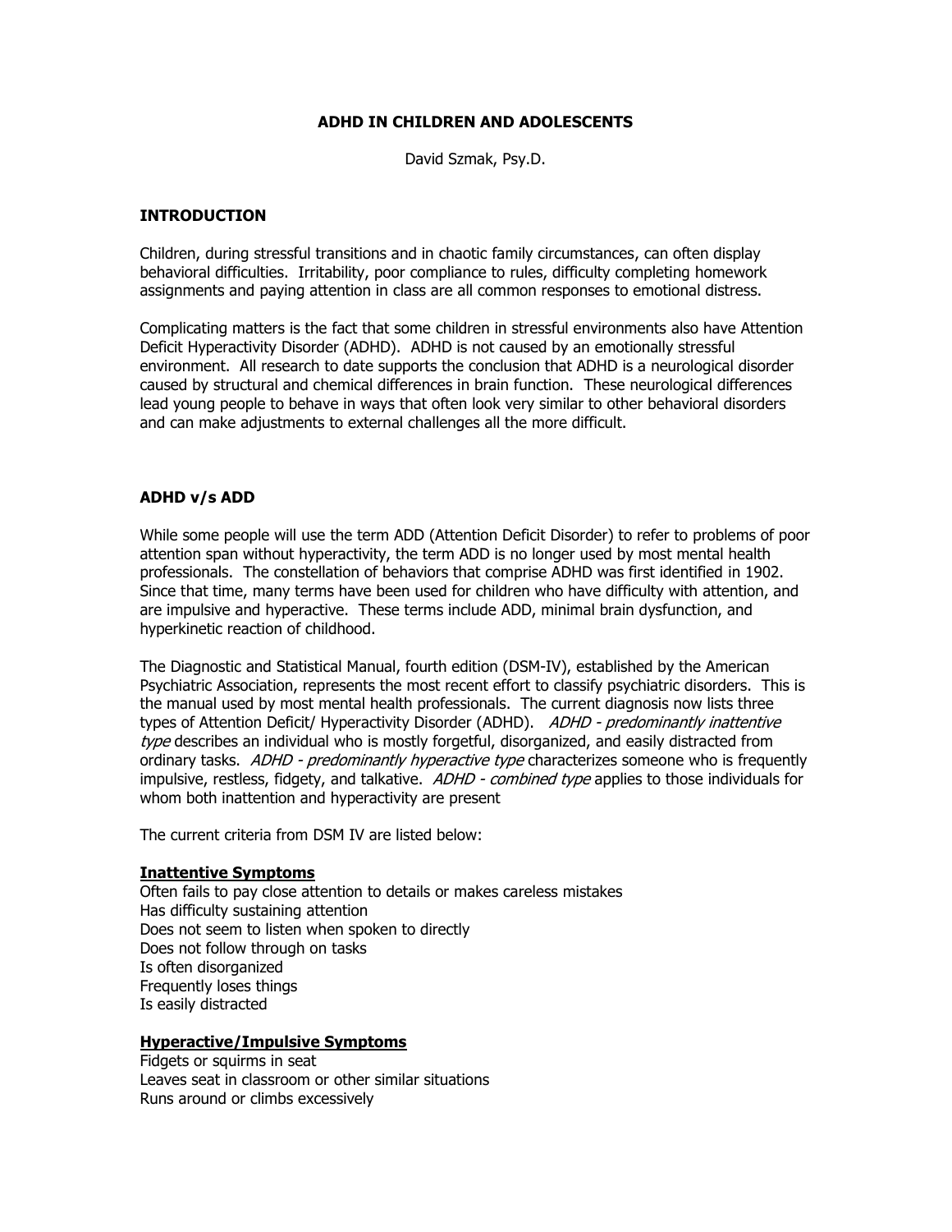# ADHD IN CHILDREN AND ADOLESCENTS

David Szmak, Psy.D.

## INTRODUCTION

Children, during stressful transitions and in chaotic family circumstances, can often display behavioral difficulties. Irritability, poor compliance to rules, difficulty completing homework assignments and paying attention in class are all common responses to emotional distress.

Complicating matters is the fact that some children in stressful environments also have Attention Deficit Hyperactivity Disorder (ADHD). ADHD is not caused by an emotionally stressful environment. All research to date supports the conclusion that ADHD is a neurological disorder caused by structural and chemical differences in brain function. These neurological differences lead young people to behave in ways that often look very similar to other behavioral disorders and can make adjustments to external challenges all the more difficult.

## ADHD v/s ADD

While some people will use the term ADD (Attention Deficit Disorder) to refer to problems of poor attention span without hyperactivity, the term ADD is no longer used by most mental health professionals. The constellation of behaviors that comprise ADHD was first identified in 1902. Since that time, many terms have been used for children who have difficulty with attention, and are impulsive and hyperactive. These terms include ADD, minimal brain dysfunction, and hyperkinetic reaction of childhood.

The Diagnostic and Statistical Manual, fourth edition (DSM-IV), established by the American Psychiatric Association, represents the most recent effort to classify psychiatric disorders. This is the manual used by most mental health professionals. The current diagnosis now lists three types of Attention Deficit/ Hyperactivity Disorder (ADHD). *ADHD - predominantly inattentive type* describes an individual who is mostly forgetful, disorganized, and easily distracted from ordinary tasks. *ADHD - predominantly hyperactive type* characterizes someone who is frequently impulsive, restless, fidgety, and talkative. *ADHD - combined type* applies to those individuals for whom both inattention and hyperactivity are present

The current criteria from DSM IV are listed below:

**Inattentive Symptoms**

Often fails to pay close attention to details or makes careless mistakes
Has difficulty sustaining attention
Does not seem to listen when spoken to directly
Does not follow through on tasks
Is often disorganized
Frequently loses things
Is easily distracted

**Hyperactive/Impulsive Symptoms**

Fidgets or squirms in seat
Leaves seat in classroom or other similar situations
Runs around or climbs excessively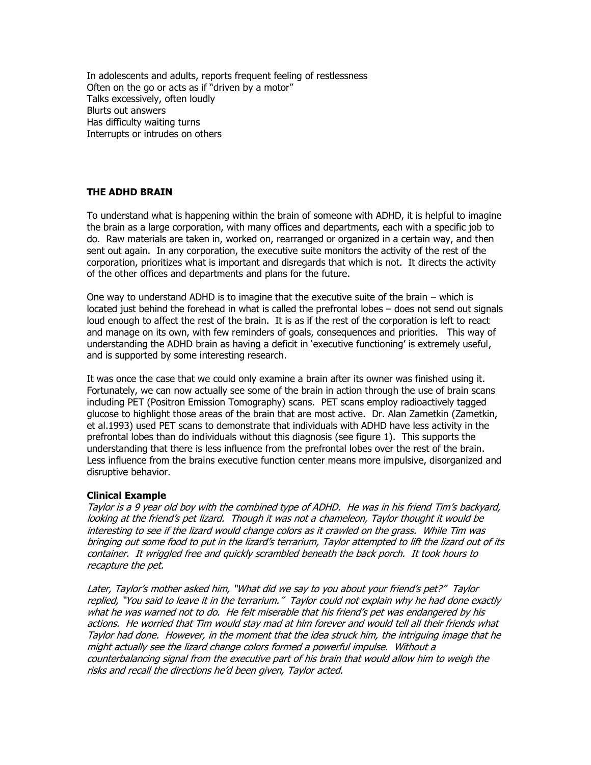In adolescents and adults, reports frequent feeling of restlessness
Often on the go or acts as if "driven by a motor"
Talks excessively, often loudly
Blurts out answers
Has difficulty waiting turns
Interrupts or intrudes on others

**THE ADHD BRAIN**

To understand what is happening within the brain of someone with ADHD, it is helpful to imagine the brain as a large corporation, with many offices and departments, each with a specific job to do. Raw materials are taken in, worked on, rearranged or organized in a certain way, and then sent out again. In any corporation, the executive suite monitors the activity of the rest of the corporation, prioritizes what is important and disregards that which is not. It directs the activity of the other offices and departments and plans for the future.

One way to understand ADHD is to imagine that the executive suite of the brain – which is located just behind the forehead in what is called the prefrontal lobes – does not send out signals loud enough to affect the rest of the brain. It is as if the rest of the corporation is left to react and manage on its own, with few reminders of goals, consequences and priorities. This way of understanding the ADHD brain as having a deficit in 'executive functioning' is extremely useful, and is supported by some interesting research.

It was once the case that we could only examine a brain after its owner was finished using it. Fortunately, we can now actually see some of the brain in action through the use of brain scans including PET (Positron Emission Tomography) scans. PET scans employ radioactively tagged glucose to highlight those areas of the brain that are most active. Dr. Alan Zametkin (Zametkin, et al.1993) used PET scans to demonstrate that individuals with ADHD have less activity in the prefrontal lobes than do individuals without this diagnosis (see figure 1). This supports the understanding that there is less influence from the prefrontal lobes over the rest of the brain. Less influence from the brains executive function center means more impulsive, disorganized and disruptive behavior.

**Clinical Example**

*Taylor is a 9 year old boy with the combined type of ADHD. He was in his friend Tim's backyard, looking at the friend's pet lizard. Though it was not a chameleon, Taylor thought it would be interesting to see if the lizard would change colors as it crawled on the grass. While Tim was bringing out some food to put in the lizard's terrarium, Taylor attempted to lift the lizard out of its container. It wriggled free and quickly scrambled beneath the back porch. It took hours to recapture the pet.*

*Later, Taylor's mother asked him, "What did we say to you about your friend's pet?" Taylor replied, "You said to leave it in the terrarium." Taylor could not explain why he had done exactly what he was warned not to do. He felt miserable that his friend's pet was endangered by his actions. He worried that Tim would stay mad at him forever and would tell all their friends what Taylor had done. However, in the moment that the idea struck him, the intriguing image that he might actually see the lizard change colors formed a powerful impulse. Without a counterbalancing signal from the executive part of his brain that would allow him to weigh the risks and recall the directions he'd been given, Taylor acted.*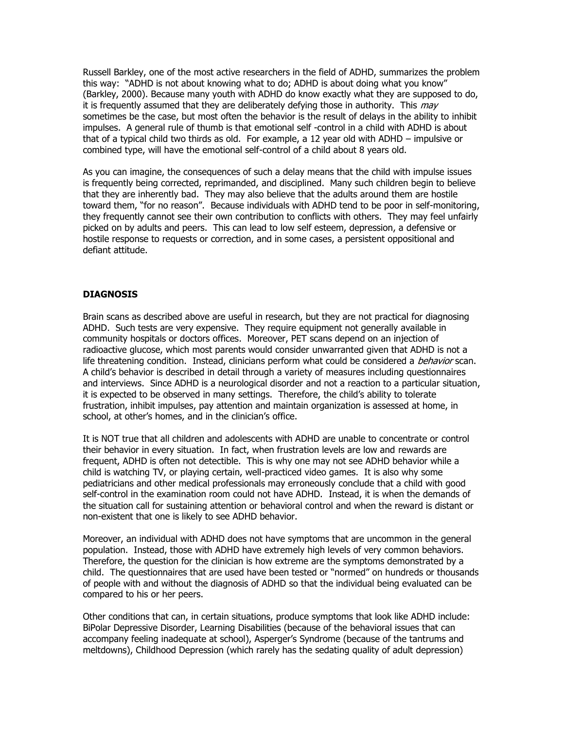Russell Barkley, one of the most active researchers in the field of ADHD, summarizes the problem this way: "ADHD is not about knowing what to do; ADHD is about doing what you know" (Barkley, 2000). Because many youth with ADHD do know exactly what they are supposed to do, it is frequently assumed that they are deliberately defying those in authority. This *may* sometimes be the case, but most often the behavior is the result of delays in the ability to inhibit impulses. A general rule of thumb is that emotional self -control in a child with ADHD is about that of a typical child two thirds as old. For example, a 12 year old with ADHD – impulsive or combined type, will have the emotional self-control of a child about 8 years old.

As you can imagine, the consequences of such a delay means that the child with impulse issues is frequently being corrected, reprimanded, and disciplined. Many such children begin to believe that they are inherently bad. They may also believe that the adults around them are hostile toward them, "for no reason". Because individuals with ADHD tend to be poor in self-monitoring, they frequently cannot see their own contribution to conflicts with others. They may feel unfairly picked on by adults and peers. This can lead to low self esteem, depression, a defensive or hostile response to requests or correction, and in some cases, a persistent oppositional and defiant attitude.

## DIAGNOSIS

Brain scans as described above are useful in research, but they are not practical for diagnosing ADHD. Such tests are very expensive. They require equipment not generally available in community hospitals or doctors offices. Moreover, PET scans depend on an injection of radioactive glucose, which most parents would consider unwarranted given that ADHD is not a life threatening condition. Instead, clinicians perform what could be considered a *behavior* scan. A child's behavior is described in detail through a variety of measures including questionnaires and interviews. Since ADHD is a neurological disorder and not a reaction to a particular situation, it is expected to be observed in many settings. Therefore, the child's ability to tolerate frustration, inhibit impulses, pay attention and maintain organization is assessed at home, in school, at other's homes, and in the clinician's office.

It is NOT true that all children and adolescents with ADHD are unable to concentrate or control their behavior in every situation. In fact, when frustration levels are low and rewards are frequent, ADHD is often not detectible. This is why one may not see ADHD behavior while a child is watching TV, or playing certain, well-practiced video games. It is also why some pediatricians and other medical professionals may erroneously conclude that a child with good self-control in the examination room could not have ADHD. Instead, it is when the demands of the situation call for sustaining attention or behavioral control and when the reward is distant or non-existent that one is likely to see ADHD behavior.

Moreover, an individual with ADHD does not have symptoms that are uncommon in the general population. Instead, those with ADHD have extremely high levels of very common behaviors. Therefore, the question for the clinician is how extreme are the symptoms demonstrated by a child. The questionnaires that are used have been tested or "normed" on hundreds or thousands of people with and without the diagnosis of ADHD so that the individual being evaluated can be compared to his or her peers.

Other conditions that can, in certain situations, produce symptoms that look like ADHD include: BiPolar Depressive Disorder, Learning Disabilities (because of the behavioral issues that can accompany feeling inadequate at school), Asperger's Syndrome (because of the tantrums and meltdowns), Childhood Depression (which rarely has the sedating quality of adult depression)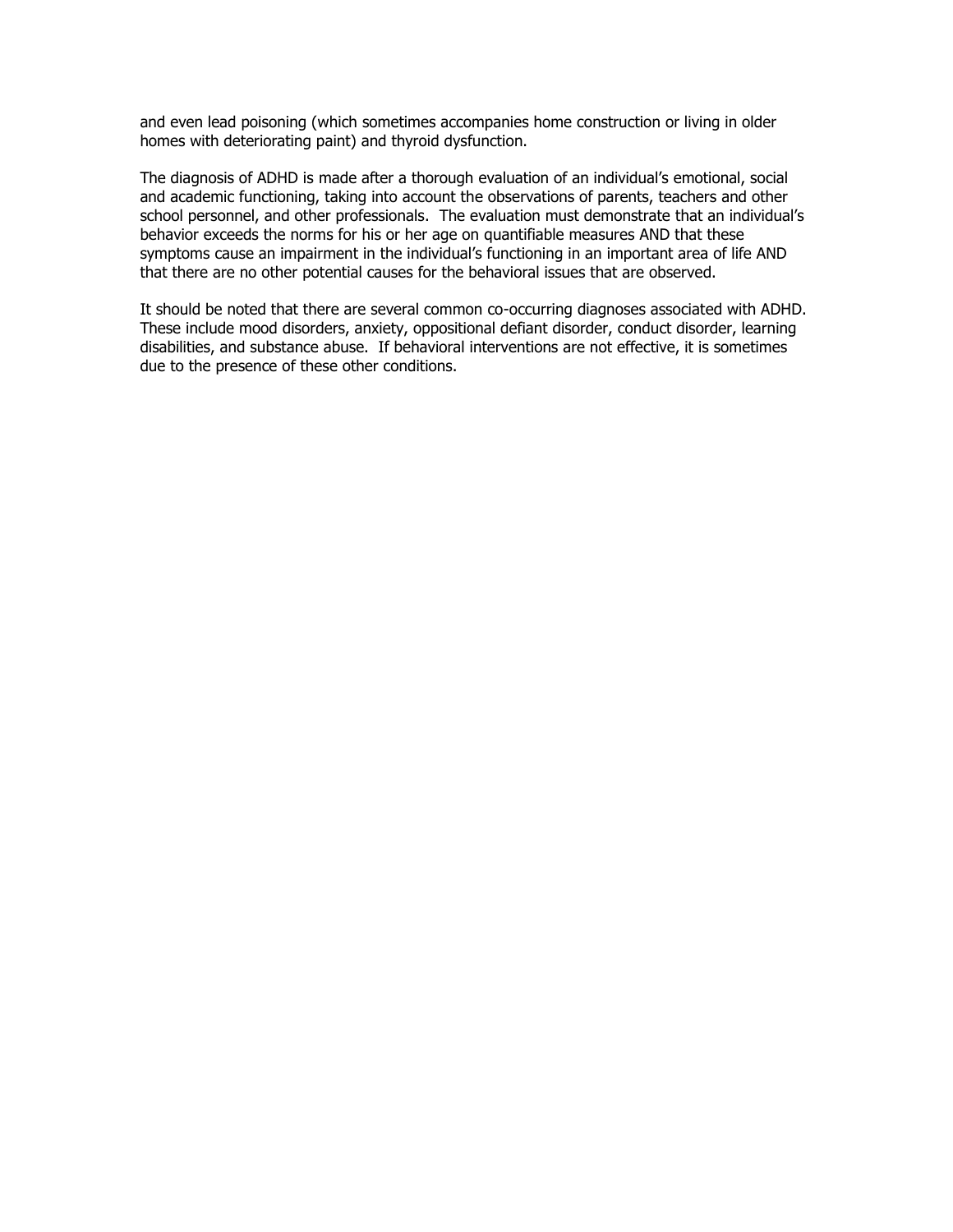and even lead poisoning (which sometimes accompanies home construction or living in older homes with deteriorating paint) and thyroid dysfunction.

The diagnosis of ADHD is made after a thorough evaluation of an individual's emotional, social and academic functioning, taking into account the observations of parents, teachers and other school personnel, and other professionals. The evaluation must demonstrate that an individual's behavior exceeds the norms for his or her age on quantifiable measures AND that these symptoms cause an impairment in the individual's functioning in an important area of life AND that there are no other potential causes for the behavioral issues that are observed.

It should be noted that there are several common co-occurring diagnoses associated with ADHD. These include mood disorders, anxiety, oppositional defiant disorder, conduct disorder, learning disabilities, and substance abuse. If behavioral interventions are not effective, it is sometimes due to the presence of these other conditions.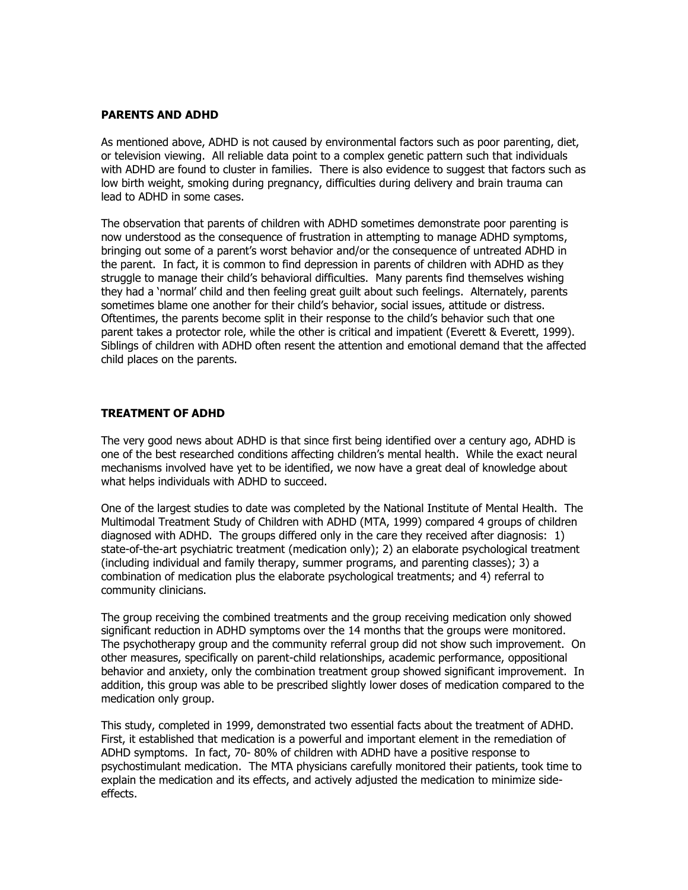## PARENTS AND ADHD

As mentioned above, ADHD is not caused by environmental factors such as poor parenting, diet, or television viewing. All reliable data point to a complex genetic pattern such that individuals with ADHD are found to cluster in families. There is also evidence to suggest that factors such as low birth weight, smoking during pregnancy, difficulties during delivery and brain trauma can lead to ADHD in some cases.

The observation that parents of children with ADHD sometimes demonstrate poor parenting is now understood as the consequence of frustration in attempting to manage ADHD symptoms, bringing out some of a parent's worst behavior and/or the consequence of untreated ADHD in the parent. In fact, it is common to find depression in parents of children with ADHD as they struggle to manage their child's behavioral difficulties. Many parents find themselves wishing they had a 'normal' child and then feeling great guilt about such feelings. Alternately, parents sometimes blame one another for their child's behavior, social issues, attitude or distress. Oftentimes, the parents become split in their response to the child's behavior such that one parent takes a protector role, while the other is critical and impatient (Everett & Everett, 1999). Siblings of children with ADHD often resent the attention and emotional demand that the affected child places on the parents.

## TREATMENT OF ADHD

The very good news about ADHD is that since first being identified over a century ago, ADHD is one of the best researched conditions affecting children's mental health. While the exact neural mechanisms involved have yet to be identified, we now have a great deal of knowledge about what helps individuals with ADHD to succeed.

One of the largest studies to date was completed by the National Institute of Mental Health. The Multimodal Treatment Study of Children with ADHD (MTA, 1999) compared 4 groups of children diagnosed with ADHD. The groups differed only in the care they received after diagnosis: 1) state-of-the-art psychiatric treatment (medication only); 2) an elaborate psychological treatment (including individual and family therapy, summer programs, and parenting classes); 3) a combination of medication plus the elaborate psychological treatments; and 4) referral to community clinicians.

The group receiving the combined treatments and the group receiving medication only showed significant reduction in ADHD symptoms over the 14 months that the groups were monitored. The psychotherapy group and the community referral group did not show such improvement. On other measures, specifically on parent-child relationships, academic performance, oppositional behavior and anxiety, only the combination treatment group showed significant improvement. In addition, this group was able to be prescribed slightly lower doses of medication compared to the medication only group.

This study, completed in 1999, demonstrated two essential facts about the treatment of ADHD. First, it established that medication is a powerful and important element in the remediation of ADHD symptoms. In fact, 70- 80% of children with ADHD have a positive response to psychostimulant medication. The MTA physicians carefully monitored their patients, took time to explain the medication and its effects, and actively adjusted the medication to minimize side-effects.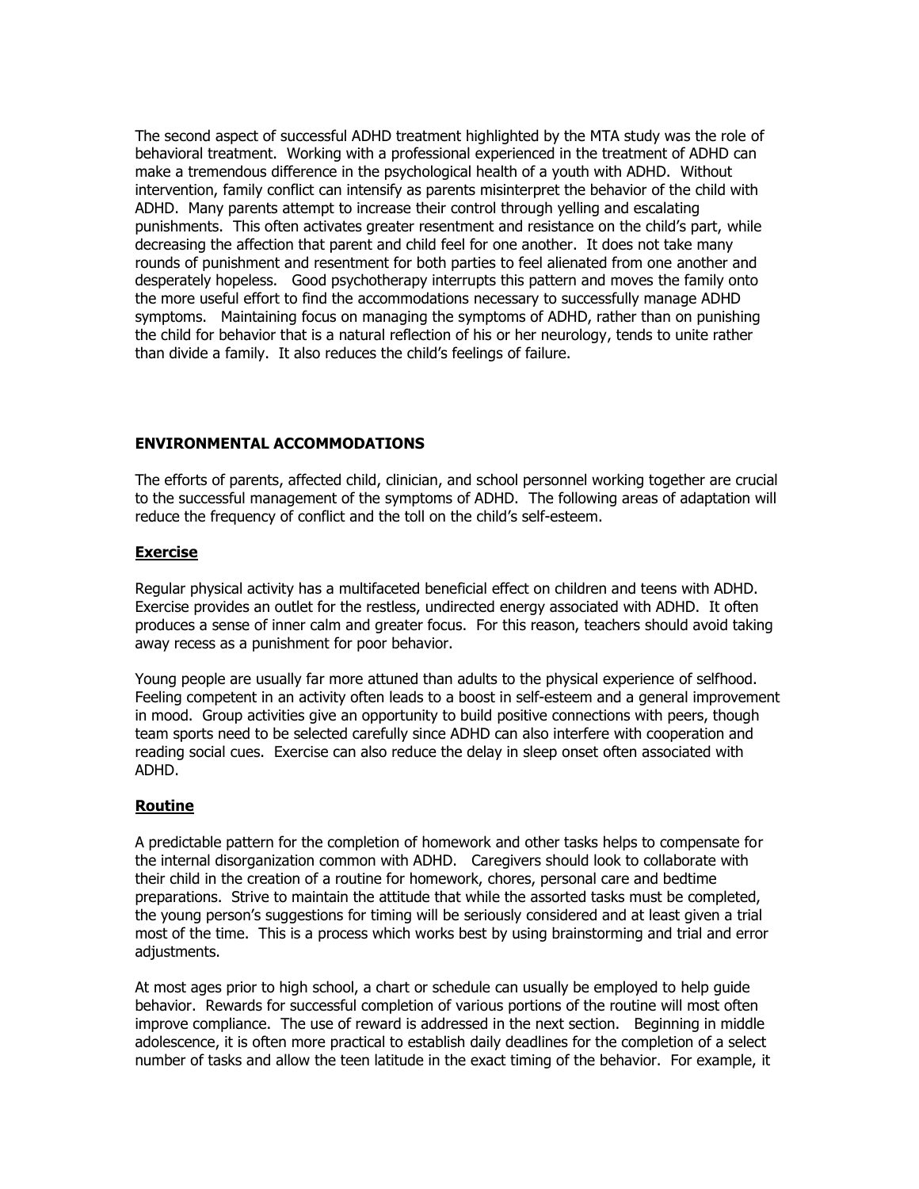The second aspect of successful ADHD treatment highlighted by the MTA study was the role of behavioral treatment. Working with a professional experienced in the treatment of ADHD can make a tremendous difference in the psychological health of a youth with ADHD. Without intervention, family conflict can intensify as parents misinterpret the behavior of the child with ADHD. Many parents attempt to increase their control through yelling and escalating punishments. This often activates greater resentment and resistance on the child's part, while decreasing the affection that parent and child feel for one another. It does not take many rounds of punishment and resentment for both parties to feel alienated from one another and desperately hopeless. Good psychotherapy interrupts this pattern and moves the family onto the more useful effort to find the accommodations necessary to successfully manage ADHD symptoms. Maintaining focus on managing the symptoms of ADHD, rather than on punishing the child for behavior that is a natural reflection of his or her neurology, tends to unite rather than divide a family. It also reduces the child's feelings of failure.

## ENVIRONMENTAL ACCOMMODATIONS

The efforts of parents, affected child, clinician, and school personnel working together are crucial to the successful management of the symptoms of ADHD. The following areas of adaptation will reduce the frequency of conflict and the toll on the child's self-esteem.

### Exercise

Regular physical activity has a multifaceted beneficial effect on children and teens with ADHD. Exercise provides an outlet for the restless, undirected energy associated with ADHD. It often produces a sense of inner calm and greater focus. For this reason, teachers should avoid taking away recess as a punishment for poor behavior.

Young people are usually far more attuned than adults to the physical experience of selfhood. Feeling competent in an activity often leads to a boost in self-esteem and a general improvement in mood. Group activities give an opportunity to build positive connections with peers, though team sports need to be selected carefully since ADHD can also interfere with cooperation and reading social cues. Exercise can also reduce the delay in sleep onset often associated with ADHD.

### Routine

A predictable pattern for the completion of homework and other tasks helps to compensate for the internal disorganization common with ADHD. Caregivers should look to collaborate with their child in the creation of a routine for homework, chores, personal care and bedtime preparations. Strive to maintain the attitude that while the assorted tasks must be completed, the young person's suggestions for timing will be seriously considered and at least given a trial most of the time. This is a process which works best by using brainstorming and trial and error adjustments.

At most ages prior to high school, a chart or schedule can usually be employed to help guide behavior. Rewards for successful completion of various portions of the routine will most often improve compliance. The use of reward is addressed in the next section. Beginning in middle adolescence, it is often more practical to establish daily deadlines for the completion of a select number of tasks and allow the teen latitude in the exact timing of the behavior. For example, it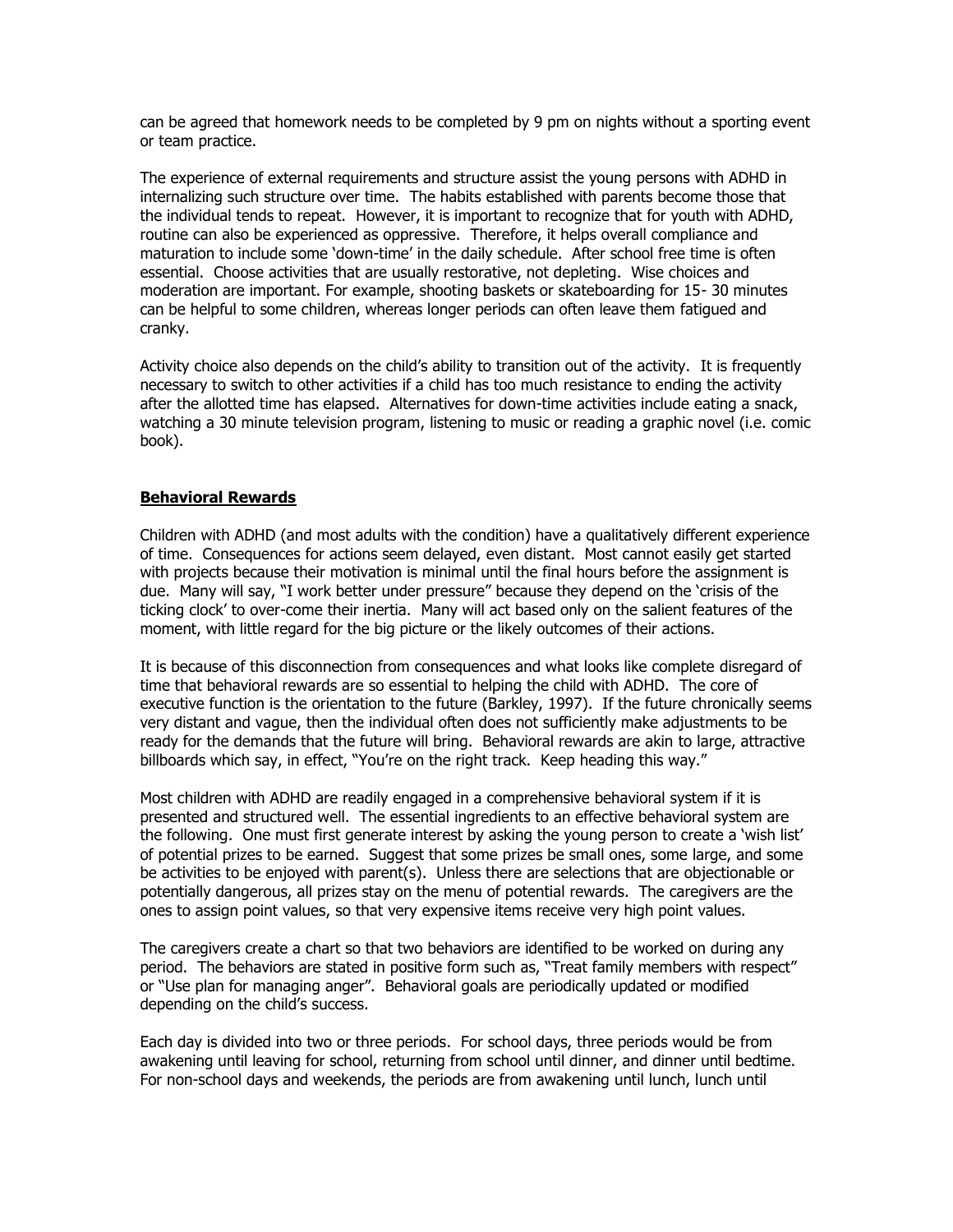can be agreed that homework needs to be completed by 9 pm on nights without a sporting event or team practice.

The experience of external requirements and structure assist the young persons with ADHD in internalizing such structure over time. The habits established with parents become those that the individual tends to repeat. However, it is important to recognize that for youth with ADHD, routine can also be experienced as oppressive. Therefore, it helps overall compliance and maturation to include some 'down-time' in the daily schedule. After school free time is often essential. Choose activities that are usually restorative, not depleting. Wise choices and moderation are important. For example, shooting baskets or skateboarding for 15- 30 minutes can be helpful to some children, whereas longer periods can often leave them fatigued and cranky.

Activity choice also depends on the child's ability to transition out of the activity. It is frequently necessary to switch to other activities if a child has too much resistance to ending the activity after the allotted time has elapsed. Alternatives for down-time activities include eating a snack, watching a 30 minute television program, listening to music or reading a graphic novel (i.e. comic book).

## **Behavioral Rewards**

Children with ADHD (and most adults with the condition) have a qualitatively different experience of time. Consequences for actions seem delayed, even distant. Most cannot easily get started with projects because their motivation is minimal until the final hours before the assignment is due. Many will say, "I work better under pressure" because they depend on the 'crisis of the ticking clock' to over-come their inertia. Many will act based only on the salient features of the moment, with little regard for the big picture or the likely outcomes of their actions.

It is because of this disconnection from consequences and what looks like complete disregard of time that behavioral rewards are so essential to helping the child with ADHD. The core of executive function is the orientation to the future (Barkley, 1997). If the future chronically seems very distant and vague, then the individual often does not sufficiently make adjustments to be ready for the demands that the future will bring. Behavioral rewards are akin to large, attractive billboards which say, in effect, "You're on the right track. Keep heading this way."

Most children with ADHD are readily engaged in a comprehensive behavioral system if it is presented and structured well. The essential ingredients to an effective behavioral system are the following. One must first generate interest by asking the young person to create a 'wish list' of potential prizes to be earned. Suggest that some prizes be small ones, some large, and some be activities to be enjoyed with parent(s). Unless there are selections that are objectionable or potentially dangerous, all prizes stay on the menu of potential rewards. The caregivers are the ones to assign point values, so that very expensive items receive very high point values.

The caregivers create a chart so that two behaviors are identified to be worked on during any period. The behaviors are stated in positive form such as, "Treat family members with respect" or "Use plan for managing anger". Behavioral goals are periodically updated or modified depending on the child's success.

Each day is divided into two or three periods. For school days, three periods would be from awakening until leaving for school, returning from school until dinner, and dinner until bedtime. For non-school days and weekends, the periods are from awakening until lunch, lunch until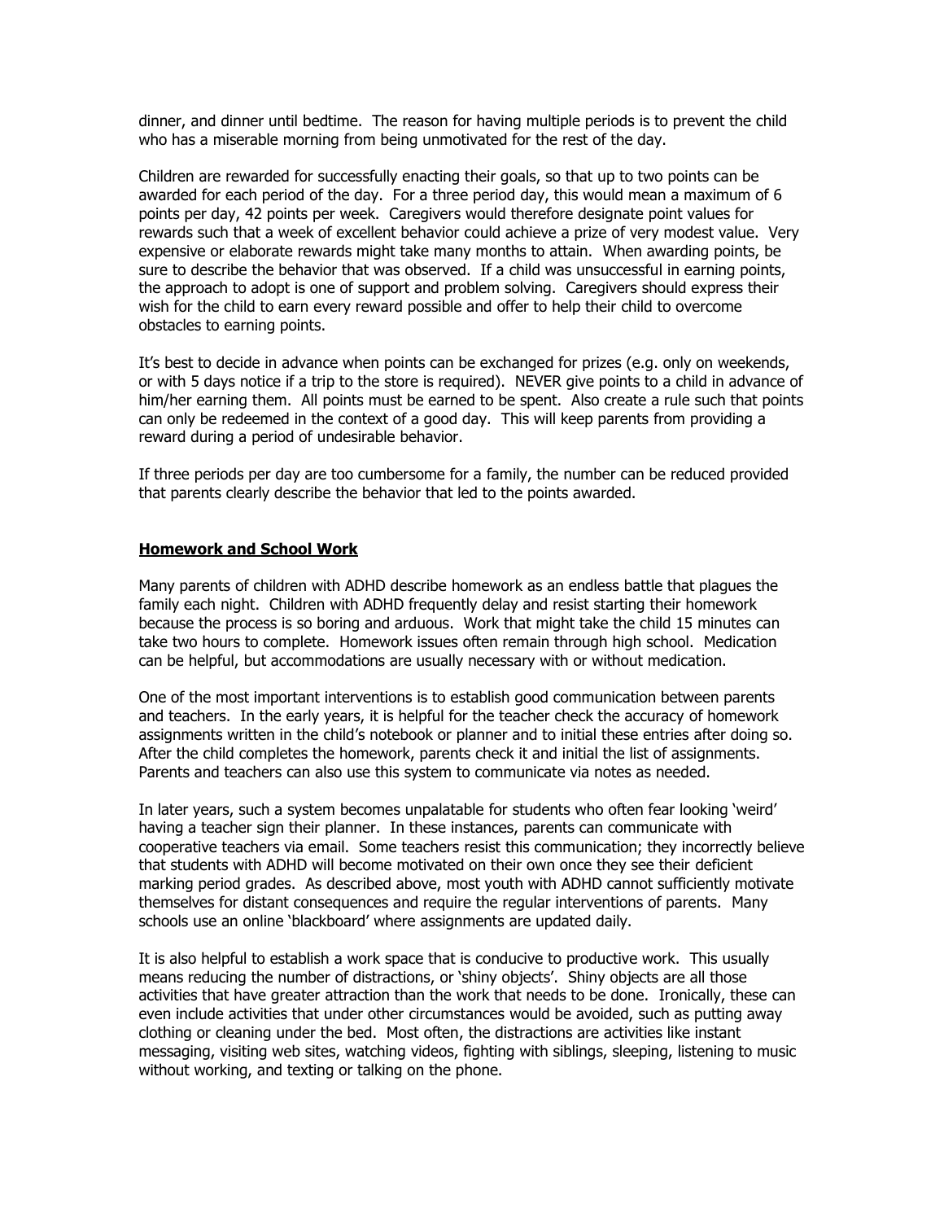dinner, and dinner until bedtime. The reason for having multiple periods is to prevent the child who has a miserable morning from being unmotivated for the rest of the day.

Children are rewarded for successfully enacting their goals, so that up to two points can be awarded for each period of the day. For a three period day, this would mean a maximum of 6 points per day, 42 points per week. Caregivers would therefore designate point values for rewards such that a week of excellent behavior could achieve a prize of very modest value. Very expensive or elaborate rewards might take many months to attain. When awarding points, be sure to describe the behavior that was observed. If a child was unsuccessful in earning points, the approach to adopt is one of support and problem solving. Caregivers should express their wish for the child to earn every reward possible and offer to help their child to overcome obstacles to earning points.

It's best to decide in advance when points can be exchanged for prizes (e.g. only on weekends, or with 5 days notice if a trip to the store is required). NEVER give points to a child in advance of him/her earning them. All points must be earned to be spent. Also create a rule such that points can only be redeemed in the context of a good day. This will keep parents from providing a reward during a period of undesirable behavior.

If three periods per day are too cumbersome for a family, the number can be reduced provided that parents clearly describe the behavior that led to the points awarded.

## Homework and School Work

Many parents of children with ADHD describe homework as an endless battle that plagues the family each night. Children with ADHD frequently delay and resist starting their homework because the process is so boring and arduous. Work that might take the child 15 minutes can take two hours to complete. Homework issues often remain through high school. Medication can be helpful, but accommodations are usually necessary with or without medication.

One of the most important interventions is to establish good communication between parents and teachers. In the early years, it is helpful for the teacher check the accuracy of homework assignments written in the child's notebook or planner and to initial these entries after doing so. After the child completes the homework, parents check it and initial the list of assignments. Parents and teachers can also use this system to communicate via notes as needed.

In later years, such a system becomes unpalatable for students who often fear looking 'weird' having a teacher sign their planner. In these instances, parents can communicate with cooperative teachers via email. Some teachers resist this communication; they incorrectly believe that students with ADHD will become motivated on their own once they see their deficient marking period grades. As described above, most youth with ADHD cannot sufficiently motivate themselves for distant consequences and require the regular interventions of parents. Many schools use an online 'blackboard' where assignments are updated daily.

It is also helpful to establish a work space that is conducive to productive work. This usually means reducing the number of distractions, or 'shiny objects'. Shiny objects are all those activities that have greater attraction than the work that needs to be done. Ironically, these can even include activities that under other circumstances would be avoided, such as putting away clothing or cleaning under the bed. Most often, the distractions are activities like instant messaging, visiting web sites, watching videos, fighting with siblings, sleeping, listening to music without working, and texting or talking on the phone.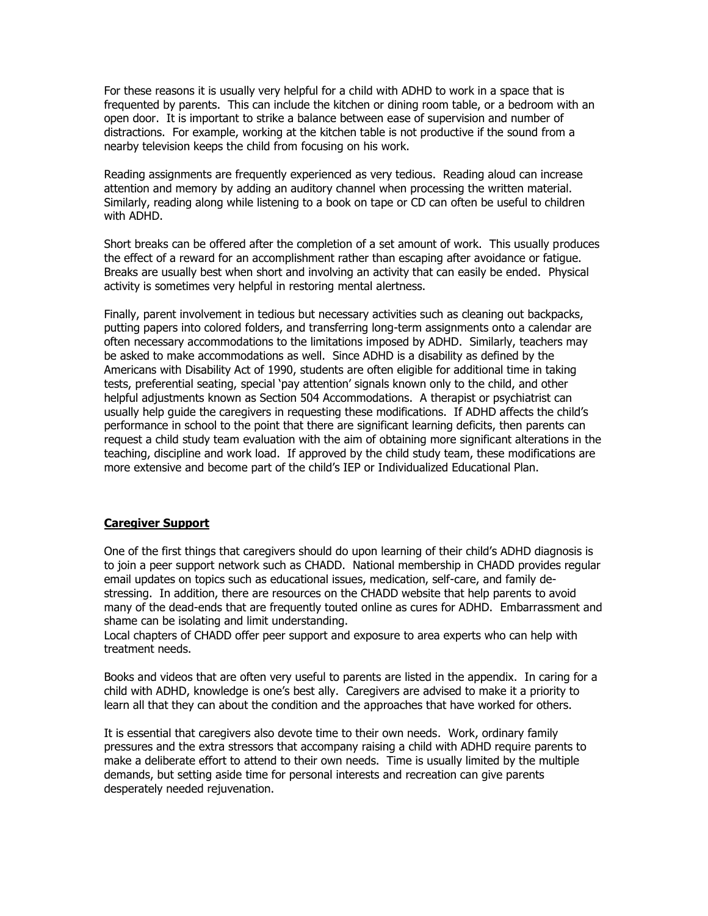For these reasons it is usually very helpful for a child with ADHD to work in a space that is frequented by parents. This can include the kitchen or dining room table, or a bedroom with an open door. It is important to strike a balance between ease of supervision and number of distractions. For example, working at the kitchen table is not productive if the sound from a nearby television keeps the child from focusing on his work.

Reading assignments are frequently experienced as very tedious. Reading aloud can increase attention and memory by adding an auditory channel when processing the written material. Similarly, reading along while listening to a book on tape or CD can often be useful to children with ADHD.

Short breaks can be offered after the completion of a set amount of work. This usually produces the effect of a reward for an accomplishment rather than escaping after avoidance or fatigue. Breaks are usually best when short and involving an activity that can easily be ended. Physical activity is sometimes very helpful in restoring mental alertness.

Finally, parent involvement in tedious but necessary activities such as cleaning out backpacks, putting papers into colored folders, and transferring long-term assignments onto a calendar are often necessary accommodations to the limitations imposed by ADHD. Similarly, teachers may be asked to make accommodations as well. Since ADHD is a disability as defined by the Americans with Disability Act of 1990, students are often eligible for additional time in taking tests, preferential seating, special 'pay attention' signals known only to the child, and other helpful adjustments known as Section 504 Accommodations. A therapist or psychiatrist can usually help guide the caregivers in requesting these modifications. If ADHD affects the child's performance in school to the point that there are significant learning deficits, then parents can request a child study team evaluation with the aim of obtaining more significant alterations in the teaching, discipline and work load. If approved by the child study team, these modifications are more extensive and become part of the child's IEP or Individualized Educational Plan.

## Caregiver Support

One of the first things that caregivers should do upon learning of their child's ADHD diagnosis is to join a peer support network such as CHADD. National membership in CHADD provides regular email updates on topics such as educational issues, medication, self-care, and family de-stressing. In addition, there are resources on the CHADD website that help parents to avoid many of the dead-ends that are frequently touted online as cures for ADHD. Embarrassment and shame can be isolating and limit understanding.
Local chapters of CHADD offer peer support and exposure to area experts who can help with treatment needs.

Books and videos that are often very useful to parents are listed in the appendix. In caring for a child with ADHD, knowledge is one's best ally. Caregivers are advised to make it a priority to learn all that they can about the condition and the approaches that have worked for others.

It is essential that caregivers also devote time to their own needs. Work, ordinary family pressures and the extra stressors that accompany raising a child with ADHD require parents to make a deliberate effort to attend to their own needs. Time is usually limited by the multiple demands, but setting aside time for personal interests and recreation can give parents desperately needed rejuvenation.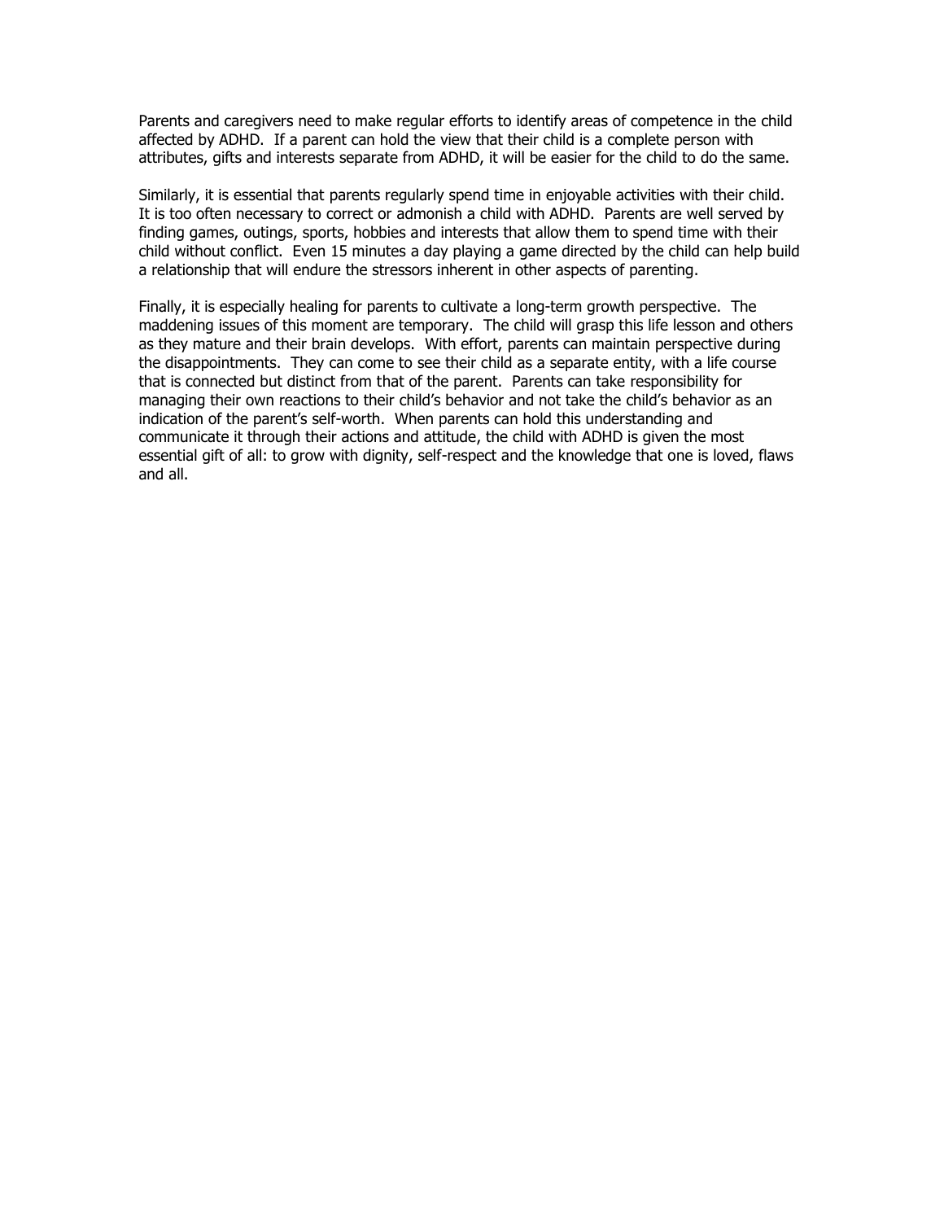Parents and caregivers need to make regular efforts to identify areas of competence in the child affected by ADHD. If a parent can hold the view that their child is a complete person with attributes, gifts and interests separate from ADHD, it will be easier for the child to do the same.

Similarly, it is essential that parents regularly spend time in enjoyable activities with their child. It is too often necessary to correct or admonish a child with ADHD. Parents are well served by finding games, outings, sports, hobbies and interests that allow them to spend time with their child without conflict. Even 15 minutes a day playing a game directed by the child can help build a relationship that will endure the stressors inherent in other aspects of parenting.

Finally, it is especially healing for parents to cultivate a long-term growth perspective. The maddening issues of this moment are temporary. The child will grasp this life lesson and others as they mature and their brain develops. With effort, parents can maintain perspective during the disappointments. They can come to see their child as a separate entity, with a life course that is connected but distinct from that of the parent. Parents can take responsibility for managing their own reactions to their child's behavior and not take the child's behavior as an indication of the parent's self-worth. When parents can hold this understanding and communicate it through their actions and attitude, the child with ADHD is given the most essential gift of all: to grow with dignity, self-respect and the knowledge that one is loved, flaws and all.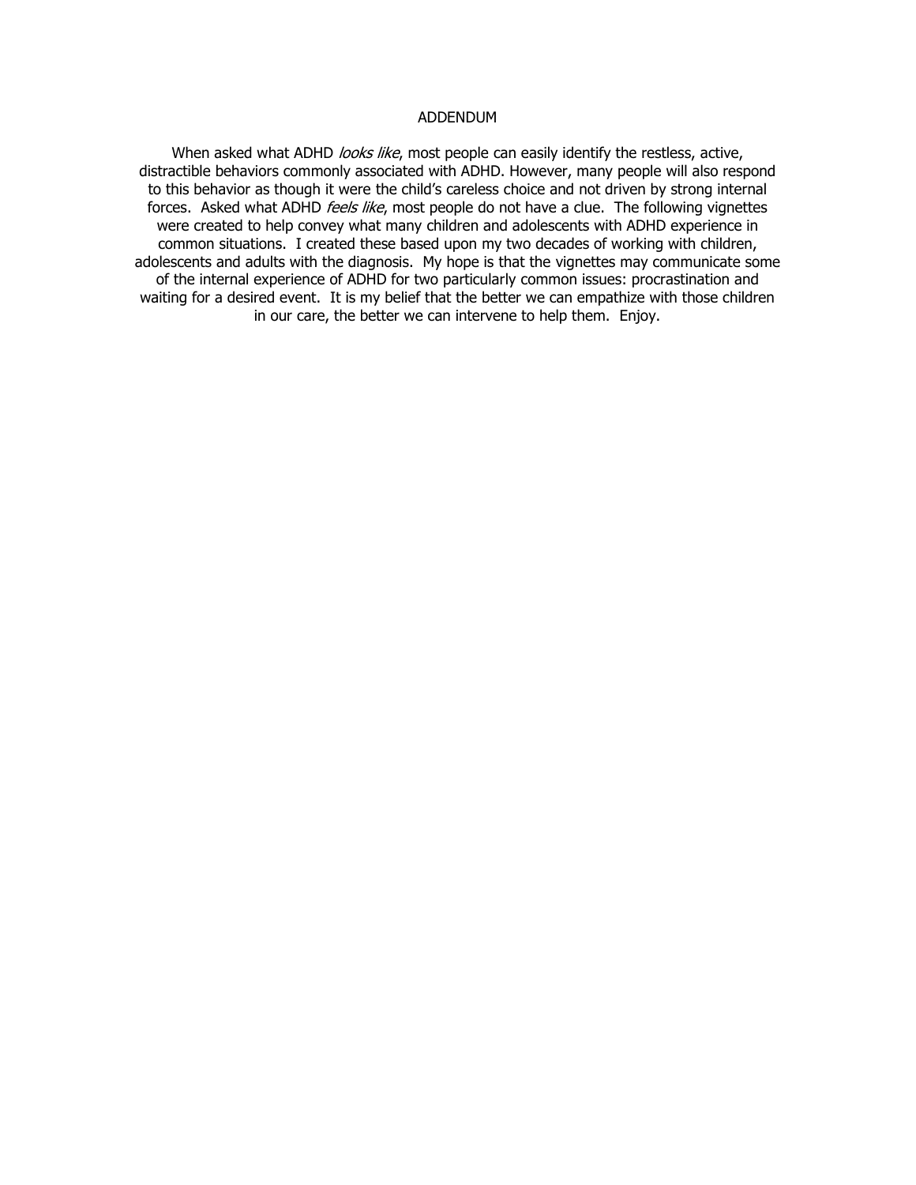# ADDENDUM

When asked what ADHD *looks like*, most people can easily identify the restless, active, distractible behaviors commonly associated with ADHD. However, many people will also respond to this behavior as though it were the child's careless choice and not driven by strong internal forces. Asked what ADHD *feels like*, most people do not have a clue. The following vignettes were created to help convey what many children and adolescents with ADHD experience in common situations. I created these based upon my two decades of working with children, adolescents and adults with the diagnosis. My hope is that the vignettes may communicate some of the internal experience of ADHD for two particularly common issues: procrastination and waiting for a desired event. It is my belief that the better we can empathize with those children in our care, the better we can intervene to help them. Enjoy.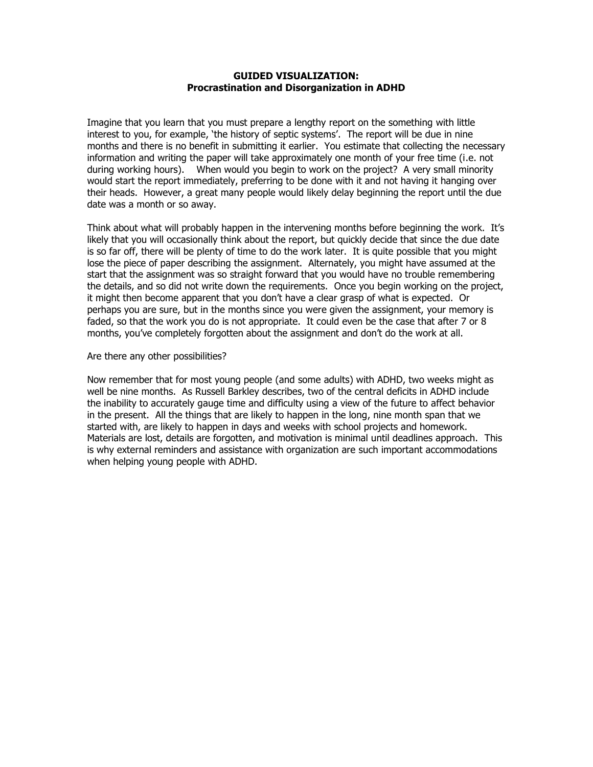**GUIDED VISUALIZATION:**
**Procrastination and Disorganization in ADHD**

Imagine that you learn that you must prepare a lengthy report on the something with little interest to you, for example, 'the history of septic systems'. The report will be due in nine months and there is no benefit in submitting it earlier. You estimate that collecting the necessary information and writing the paper will take approximately one month of your free time (i.e. not during working hours). When would you begin to work on the project? A very small minority would start the report immediately, preferring to be done with it and not having it hanging over their heads. However, a great many people would likely delay beginning the report until the due date was a month or so away.

Think about what will probably happen in the intervening months before beginning the work. It's likely that you will occasionally think about the report, but quickly decide that since the due date is so far off, there will be plenty of time to do the work later. It is quite possible that you might lose the piece of paper describing the assignment. Alternately, you might have assumed at the start that the assignment was so straight forward that you would have no trouble remembering the details, and so did not write down the requirements. Once you begin working on the project, it might then become apparent that you don't have a clear grasp of what is expected. Or perhaps you are sure, but in the months since you were given the assignment, your memory is faded, so that the work you do is not appropriate. It could even be the case that after 7 or 8 months, you've completely forgotten about the assignment and don't do the work at all.

Are there any other possibilities?

Now remember that for most young people (and some adults) with ADHD, two weeks might as well be nine months. As Russell Barkley describes, two of the central deficits in ADHD include the inability to accurately gauge time and difficulty using a view of the future to affect behavior in the present. All the things that are likely to happen in the long, nine month span that we started with, are likely to happen in days and weeks with school projects and homework. Materials are lost, details are forgotten, and motivation is minimal until deadlines approach. This is why external reminders and assistance with organization are such important accommodations when helping young people with ADHD.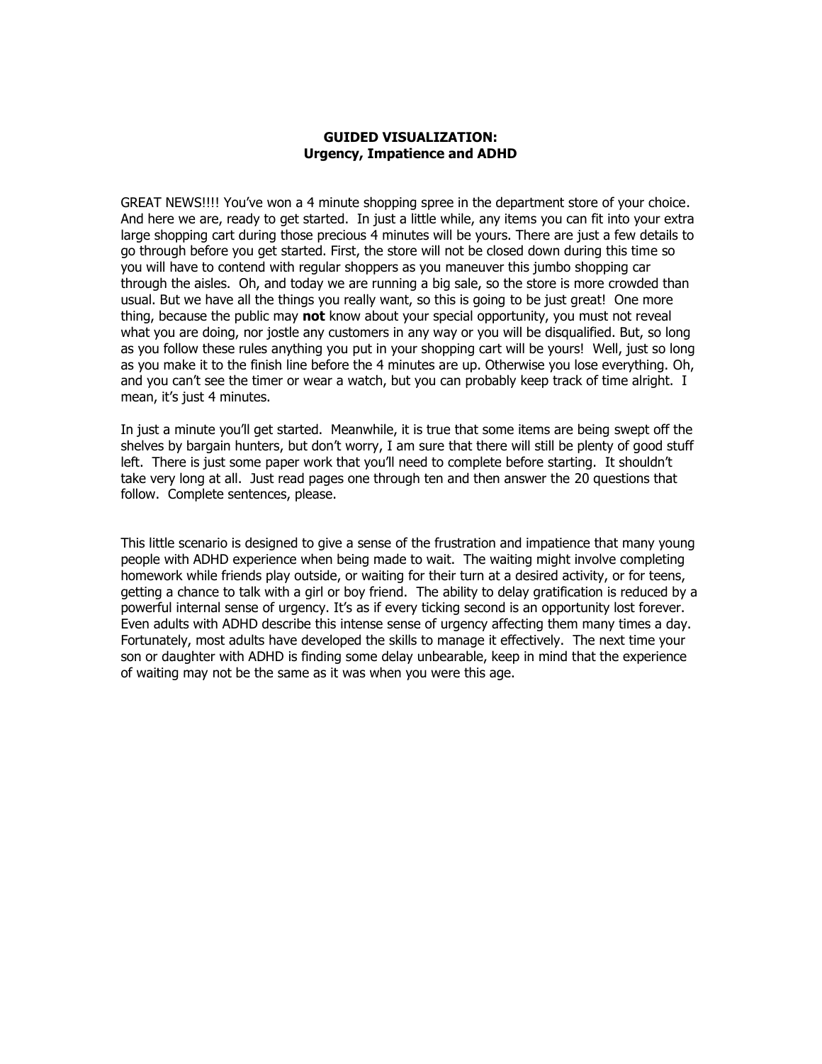**GUIDED VISUALIZATION:**
**Urgency, Impatience and ADHD**

GREAT NEWS!!!! You've won a 4 minute shopping spree in the department store of your choice. And here we are, ready to get started. In just a little while, any items you can fit into your extra large shopping cart during those precious 4 minutes will be yours. There are just a few details to go through before you get started. First, the store will not be closed down during this time so you will have to contend with regular shoppers as you maneuver this jumbo shopping car through the aisles. Oh, and today we are running a big sale, so the store is more crowded than usual. But we have all the things you really want, so this is going to be just great! One more thing, because the public may **not** know about your special opportunity, you must not reveal what you are doing, nor jostle any customers in any way or you will be disqualified. But, so long as you follow these rules anything you put in your shopping cart will be yours! Well, just so long as you make it to the finish line before the 4 minutes are up. Otherwise you lose everything. Oh, and you can't see the timer or wear a watch, but you can probably keep track of time alright. I mean, it's just 4 minutes.

In just a minute you'll get started. Meanwhile, it is true that some items are being swept off the shelves by bargain hunters, but don't worry, I am sure that there will still be plenty of good stuff left. There is just some paper work that you'll need to complete before starting. It shouldn't take very long at all. Just read pages one through ten and then answer the 20 questions that follow. Complete sentences, please.

This little scenario is designed to give a sense of the frustration and impatience that many young people with ADHD experience when being made to wait. The waiting might involve completing homework while friends play outside, or waiting for their turn at a desired activity, or for teens, getting a chance to talk with a girl or boy friend. The ability to delay gratification is reduced by a powerful internal sense of urgency. It's as if every ticking second is an opportunity lost forever. Even adults with ADHD describe this intense sense of urgency affecting them many times a day. Fortunately, most adults have developed the skills to manage it effectively. The next time your son or daughter with ADHD is finding some delay unbearable, keep in mind that the experience of waiting may not be the same as it was when you were this age.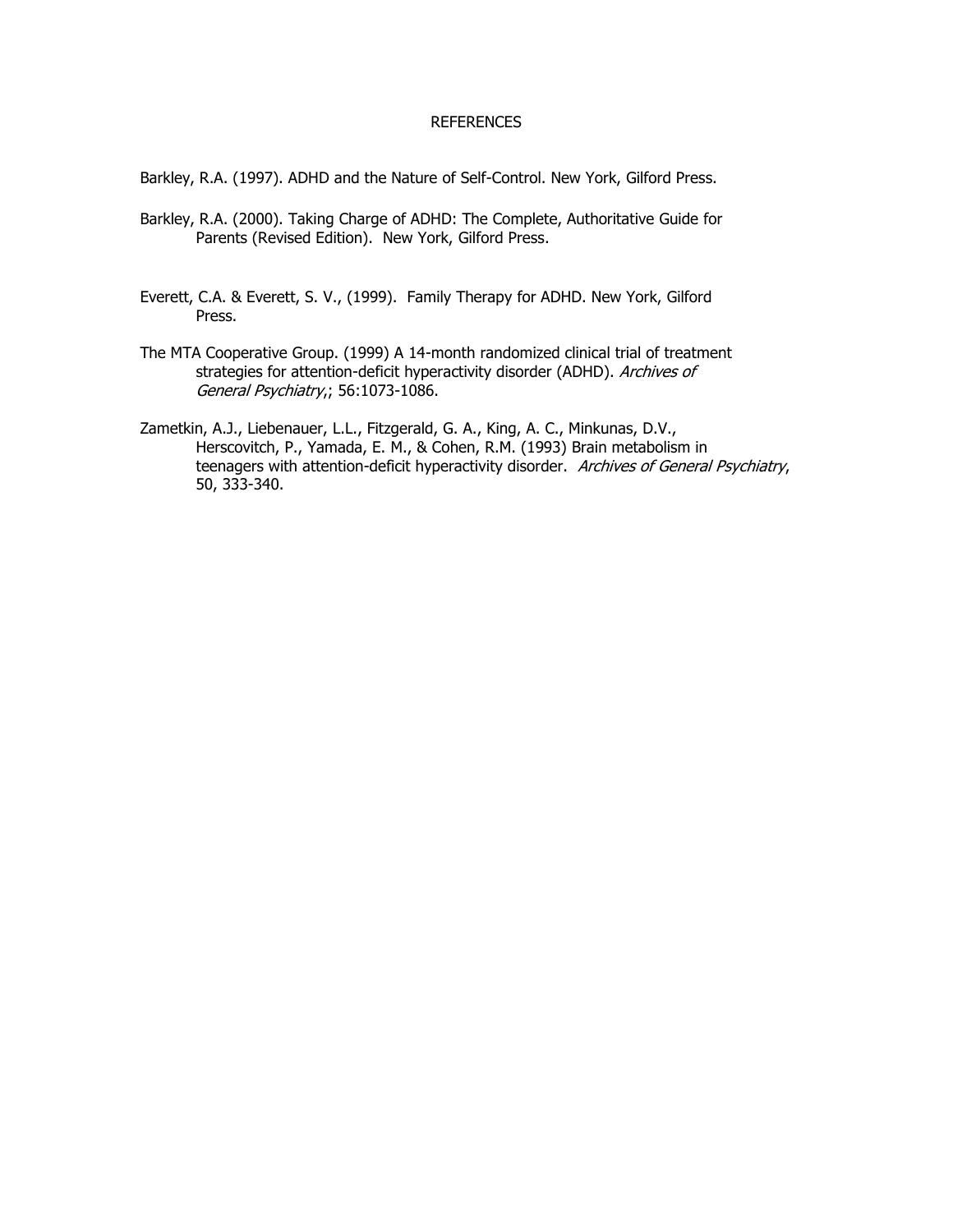# REFERENCES

Barkley, R.A. (1997). ADHD and the Nature of Self-Control. New York, Gilford Press.

Barkley, R.A. (2000). Taking Charge of ADHD: The Complete, Authoritative Guide for Parents (Revised Edition). New York, Gilford Press.

Everett, C.A. & Everett, S. V., (1999). Family Therapy for ADHD. New York, Gilford Press.

The MTA Cooperative Group. (1999) A 14-month randomized clinical trial of treatment strategies for attention-deficit hyperactivity disorder (ADHD). *Archives of General Psychiatry*,; 56:1073-1086.

Zametkin, A.J., Liebenauer, L.L., Fitzgerald, G. A., King, A. C., Minkunas, D.V., Herscovitch, P., Yamada, E. M., & Cohen, R.M. (1993) Brain metabolism in teenagers with attention-deficit hyperactivity disorder. *Archives of General Psychiatry*, 50, 333-340.